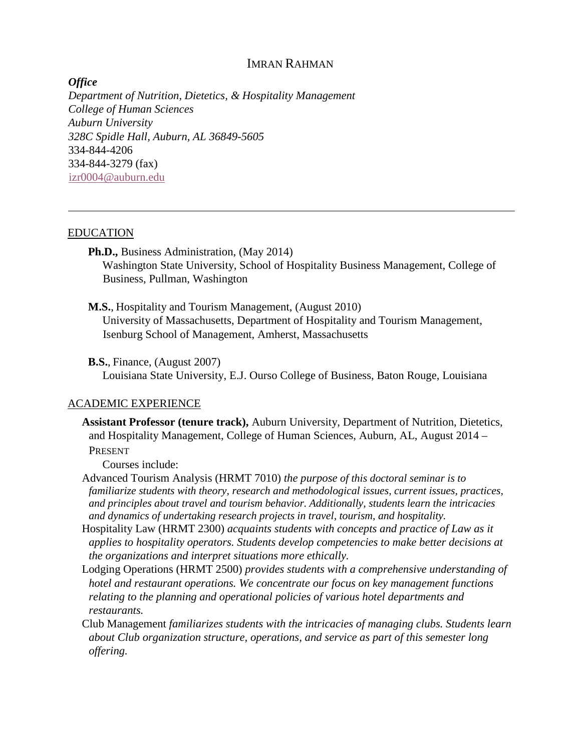# IMRAN RAHMAN

***Office***

*Department of Nutrition, Dietetics, & Hospitality Management*
*College of Human Sciences*
*Auburn University*
*328C Spidle Hall, Auburn, AL 36849-5605*
334-844-4206
334-844-3279 (fax)
izr0004@auburn.edu

---

## EDUCATION

**Ph.D.,** Business Administration, (May 2014)
Washington State University, School of Hospitality Business Management, College of Business, Pullman, Washington

**M.S.**, Hospitality and Tourism Management, (August 2010)
University of Massachusetts, Department of Hospitality and Tourism Management, Isenburg School of Management, Amherst, Massachusetts

**B.S.**, Finance, (August 2007)
Louisiana State University, E.J. Ourso College of Business, Baton Rouge, Louisiana

## ACADEMIC EXPERIENCE

**Assistant Professor (tenure track),** Auburn University, Department of Nutrition, Dietetics, and Hospitality Management, College of Human Sciences, Auburn, AL, August 2014 – PRESENT

Courses include:

Advanced Tourism Analysis (HRMT 7010) *the purpose of this doctoral seminar is to familiarize students with theory, research and methodological issues, current issues, practices, and principles about travel and tourism behavior. Additionally, students learn the intricacies and dynamics of undertaking research projects in travel, tourism, and hospitality.*

Hospitality Law (HRMT 2300) *acquaints students with concepts and practice of Law as it applies to hospitality operators. Students develop competencies to make better decisions at the organizations and interpret situations more ethically.*

Lodging Operations (HRMT 2500) *provides students with a comprehensive understanding of hotel and restaurant operations. We concentrate our focus on key management functions relating to the planning and operational policies of various hotel departments and restaurants.*

Club Management *familiarizes students with the intricacies of managing clubs. Students learn about Club organization structure, operations, and service as part of this semester long offering.*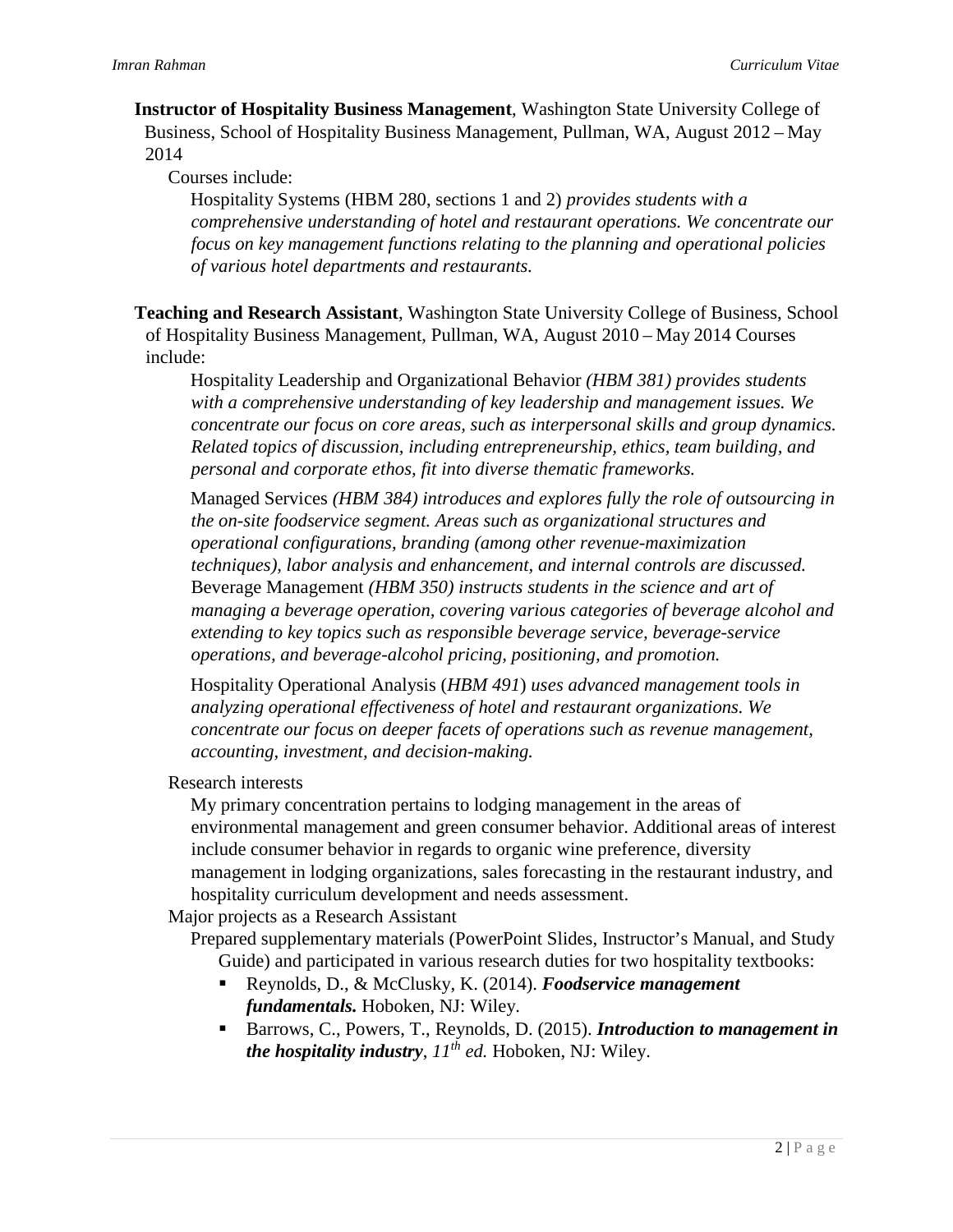**Instructor of Hospitality Business Management**, Washington State University College of Business, School of Hospitality Business Management, Pullman, WA, August 2012 – May 2014

Courses include:

Hospitality Systems (HBM 280, sections 1 and 2) *provides students with a comprehensive understanding of hotel and restaurant operations. We concentrate our focus on key management functions relating to the planning and operational policies of various hotel departments and restaurants.*

**Teaching and Research Assistant**, Washington State University College of Business, School of Hospitality Business Management, Pullman, WA, August 2010 – May 2014 Courses include:

Hospitality Leadership and Organizational Behavior *(HBM 381) provides students with a comprehensive understanding of key leadership and management issues. We concentrate our focus on core areas, such as interpersonal skills and group dynamics. Related topics of discussion, including entrepreneurship, ethics, team building, and personal and corporate ethos, fit into diverse thematic frameworks.*

Managed Services *(HBM 384) introduces and explores fully the role of outsourcing in the on-site foodservice segment. Areas such as organizational structures and operational configurations, branding (among other revenue-maximization techniques), labor analysis and enhancement, and internal controls are discussed.*

Beverage Management *(HBM 350) instructs students in the science and art of managing a beverage operation, covering various categories of beverage alcohol and extending to key topics such as responsible beverage service, beverage-service operations, and beverage-alcohol pricing, positioning, and promotion.*

Hospitality Operational Analysis (*HBM 491*) *uses advanced management tools in analyzing operational effectiveness of hotel and restaurant organizations. We concentrate our focus on deeper facets of operations such as revenue management, accounting, investment, and decision-making.*

Research interests

My primary concentration pertains to lodging management in the areas of environmental management and green consumer behavior. Additional areas of interest include consumer behavior in regards to organic wine preference, diversity management in lodging organizations, sales forecasting in the restaurant industry, and hospitality curriculum development and needs assessment.

Major projects as a Research Assistant

Prepared supplementary materials (PowerPoint Slides, Instructor's Manual, and Study Guide) and participated in various research duties for two hospitality textbooks:

- Reynolds, D., & McClusky, K. (2014). ***Foodservice management fundamentals.*** Hoboken, NJ: Wiley.
- Barrows, C., Powers, T., Reynolds, D. (2015). ***Introduction to management in the hospitality industry***, *11th ed.* Hoboken, NJ: Wiley.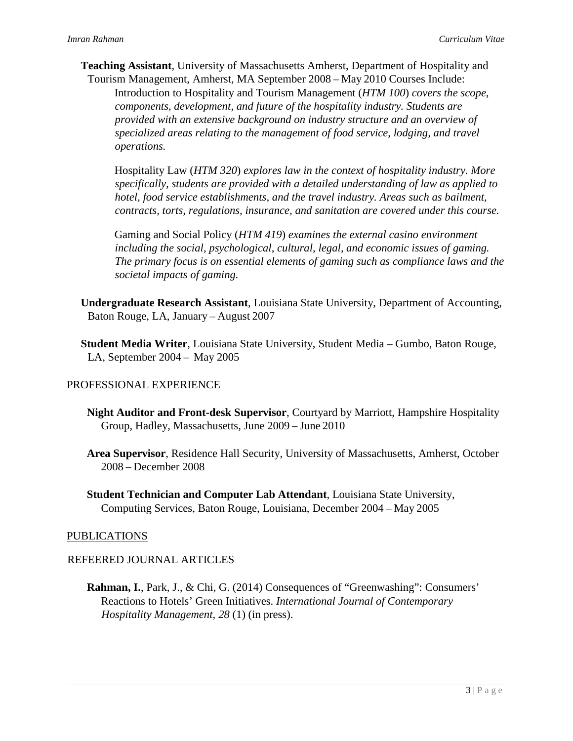**Teaching Assistant**, University of Massachusetts Amherst, Department of Hospitality and Tourism Management, Amherst, MA September 2008 – May 2010 Courses Include:

Introduction to Hospitality and Tourism Management (*HTM 100*) *covers the scope, components, development, and future of the hospitality industry. Students are provided with an extensive background on industry structure and an overview of specialized areas relating to the management of food service, lodging, and travel operations.*

Hospitality Law (*HTM 320*) *explores law in the context of hospitality industry. More specifically, students are provided with a detailed understanding of law as applied to hotel, food service establishments, and the travel industry. Areas such as bailment, contracts, torts, regulations, insurance, and sanitation are covered under this course.*

Gaming and Social Policy (*HTM 419*) *examines the external casino environment including the social, psychological, cultural, legal, and economic issues of gaming. The primary focus is on essential elements of gaming such as compliance laws and the societal impacts of gaming.*

**Undergraduate Research Assistant**, Louisiana State University, Department of Accounting, Baton Rouge, LA, January – August 2007

**Student Media Writer**, Louisiana State University, Student Media – Gumbo, Baton Rouge, LA, September 2004 – May 2005

## PROFESSIONAL EXPERIENCE

**Night Auditor and Front-desk Supervisor**, Courtyard by Marriott, Hampshire Hospitality Group, Hadley, Massachusetts, June 2009 – June 2010

**Area Supervisor**, Residence Hall Security, University of Massachusetts, Amherst, October 2008 – December 2008

**Student Technician and Computer Lab Attendant**, Louisiana State University, Computing Services, Baton Rouge, Louisiana, December 2004 – May 2005

## PUBLICATIONS

### REFEERED JOURNAL ARTICLES

**Rahman, I.**, Park, J., & Chi, G. (2014) Consequences of “Greenwashing”: Consumers’ Reactions to Hotels’ Green Initiatives. *International Journal of Contemporary Hospitality Management, 28* (1) (in press).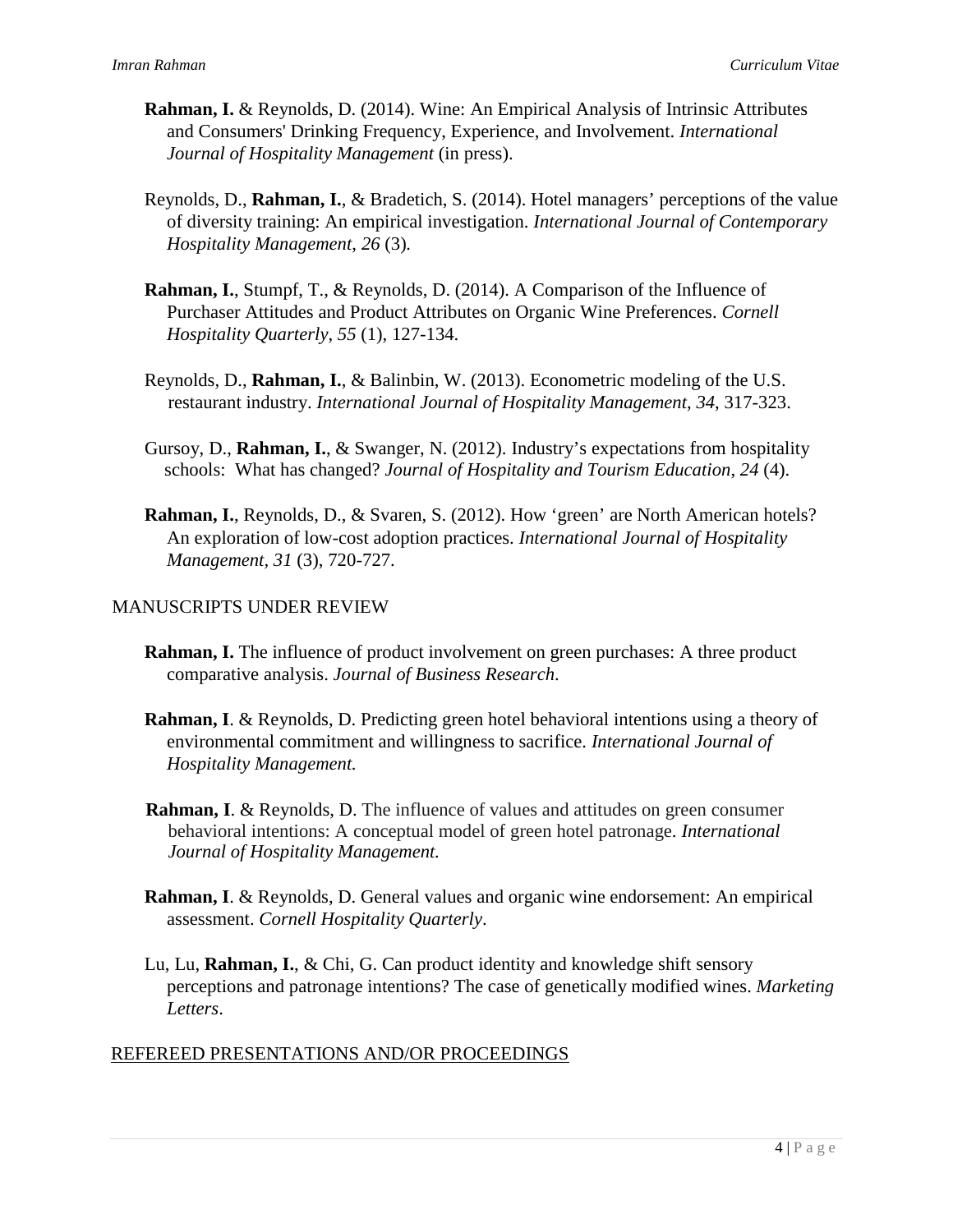**Rahman, I.** & Reynolds, D. (2014). Wine: An Empirical Analysis of Intrinsic Attributes and Consumers' Drinking Frequency, Experience, and Involvement. *International Journal of Hospitality Management* (in press).

Reynolds, D., **Rahman, I.**, & Bradetich, S. (2014). Hotel managers' perceptions of the value of diversity training: An empirical investigation. *International Journal of Contemporary Hospitality Management, 26* (3).

**Rahman, I.**, Stumpf, T., & Reynolds, D. (2014). A Comparison of the Influence of Purchaser Attitudes and Product Attributes on Organic Wine Preferences. *Cornell Hospitality Quarterly*, *55* (1), 127-134.

Reynolds, D., **Rahman, I.**, & Balinbin, W. (2013). Econometric modeling of the U.S. restaurant industry. *International Journal of Hospitality Management*, *34*, 317-323.

Gursoy, D., **Rahman, I.**, & Swanger, N. (2012). Industry's expectations from hospitality schools: What has changed? *Journal of Hospitality and Tourism Education*, *24* (4).

**Rahman, I.**, Reynolds, D., & Svaren, S. (2012). How 'green' are North American hotels? An exploration of low-cost adoption practices. *International Journal of Hospitality Management*, *31* (3), 720-727.

MANUSCRIPTS UNDER REVIEW

**Rahman, I.** The influence of product involvement on green purchases: A three product comparative analysis. *Journal of Business Research*.

**Rahman, I**. & Reynolds, D. Predicting green hotel behavioral intentions using a theory of environmental commitment and willingness to sacrifice. *International Journal of Hospitality Management.*

**Rahman, I**. & Reynolds, D. The influence of values and attitudes on green consumer behavioral intentions: A conceptual model of green hotel patronage. *International Journal of Hospitality Management.*

**Rahman, I**. & Reynolds, D. General values and organic wine endorsement: An empirical assessment. *Cornell Hospitality Quarterly*.

Lu, Lu, **Rahman, I.**, & Chi, G. Can product identity and knowledge shift sensory perceptions and patronage intentions? The case of genetically modified wines. *Marketing Letters*.

REFEREED PRESENTATIONS AND/OR PROCEEDINGS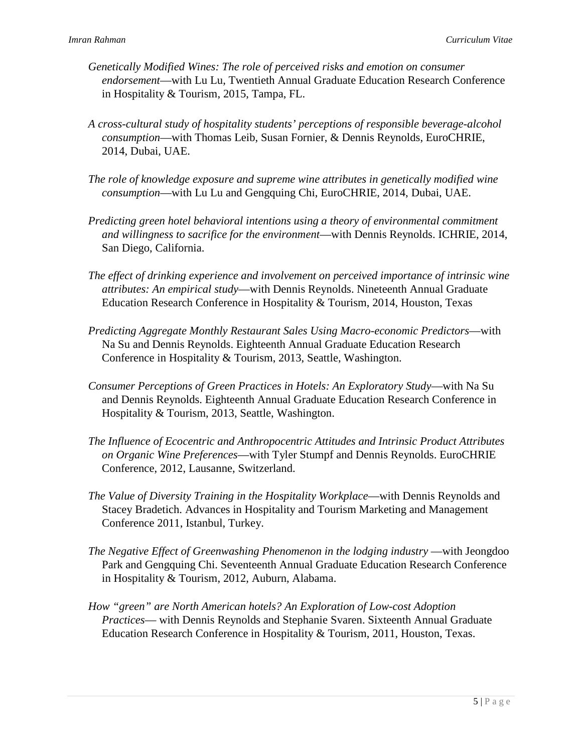*Genetically Modified Wines: The role of perceived risks and emotion on consumer endorsement*—with Lu Lu, Twentieth Annual Graduate Education Research Conference in Hospitality & Tourism, 2015, Tampa, FL.

*A cross-cultural study of hospitality students' perceptions of responsible beverage-alcohol consumption*—with Thomas Leib, Susan Fornier, & Dennis Reynolds, EuroCHRIE, 2014, Dubai, UAE.

*The role of knowledge exposure and supreme wine attributes in genetically modified wine consumption*—with Lu Lu and Gengquing Chi, EuroCHRIE, 2014, Dubai, UAE.

*Predicting green hotel behavioral intentions using a theory of environmental commitment and willingness to sacrifice for the environment*—with Dennis Reynolds. ICHRIE, 2014, San Diego, California.

*The effect of drinking experience and involvement on perceived importance of intrinsic wine attributes: An empirical study*—with Dennis Reynolds. Nineteenth Annual Graduate Education Research Conference in Hospitality & Tourism, 2014, Houston, Texas

*Predicting Aggregate Monthly Restaurant Sales Using Macro-economic Predictors*—with Na Su and Dennis Reynolds. Eighteenth Annual Graduate Education Research Conference in Hospitality & Tourism, 2013, Seattle, Washington.

*Consumer Perceptions of Green Practices in Hotels: An Exploratory Study*—with Na Su and Dennis Reynolds. Eighteenth Annual Graduate Education Research Conference in Hospitality & Tourism, 2013, Seattle, Washington.

*The Influence of Ecocentric and Anthropocentric Attitudes and Intrinsic Product Attributes on Organic Wine Preferences*—with Tyler Stumpf and Dennis Reynolds. EuroCHRIE Conference, 2012, Lausanne, Switzerland.

*The Value of Diversity Training in the Hospitality Workplace*—with Dennis Reynolds and Stacey Bradetich. Advances in Hospitality and Tourism Marketing and Management Conference 2011, Istanbul, Turkey.

*The Negative Effect of Greenwashing Phenomenon in the lodging industry* —with Jeongdoo Park and Gengquing Chi. Seventeenth Annual Graduate Education Research Conference in Hospitality & Tourism, 2012, Auburn, Alabama.

*How "green" are North American hotels? An Exploration of Low-cost Adoption Practices*— with Dennis Reynolds and Stephanie Svaren. Sixteenth Annual Graduate Education Research Conference in Hospitality & Tourism, 2011, Houston, Texas.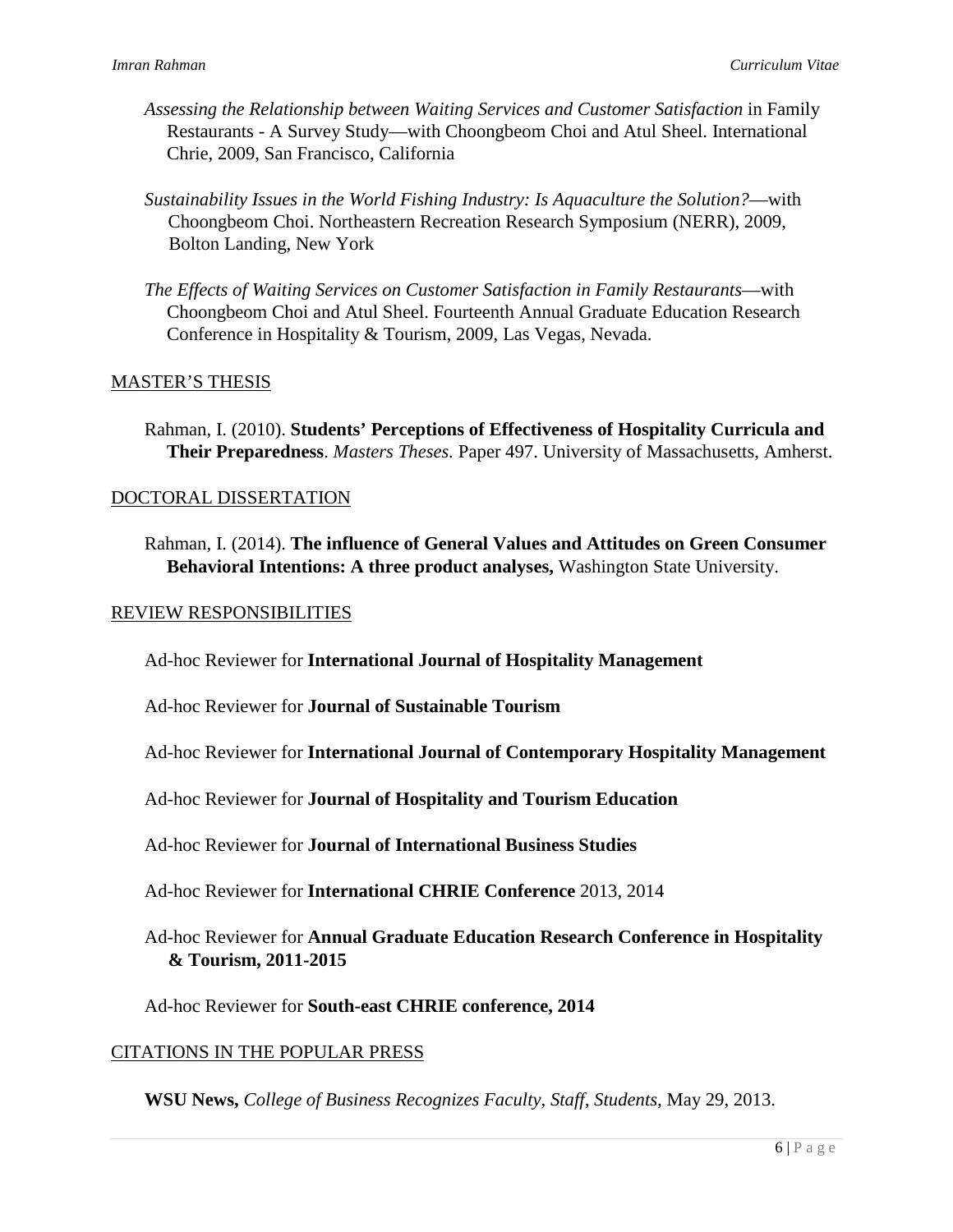*Assessing the Relationship between Waiting Services and Customer Satisfaction* in Family Restaurants - A Survey Study—with Choongbeom Choi and Atul Sheel. International Chrie, 2009, San Francisco, California

*Sustainability Issues in the World Fishing Industry: Is Aquaculture the Solution?*—with Choongbeom Choi. Northeastern Recreation Research Symposium (NERR), 2009, Bolton Landing, New York

*The Effects of Waiting Services on Customer Satisfaction in Family Restaurants*—with Choongbeom Choi and Atul Sheel. Fourteenth Annual Graduate Education Research Conference in Hospitality & Tourism, 2009, Las Vegas, Nevada.

## MASTER'S THESIS

Rahman, I. (2010). **Students' Perceptions of Effectiveness of Hospitality Curricula and Their Preparedness**. *Masters Theses.* Paper 497. University of Massachusetts, Amherst.

## DOCTORAL DISSERTATION

Rahman, I. (2014). **The influence of General Values and Attitudes on Green Consumer Behavioral Intentions: A three product analyses,** Washington State University.

## REVIEW RESPONSIBILITIES

Ad-hoc Reviewer for **International Journal of Hospitality Management**

Ad-hoc Reviewer for **Journal of Sustainable Tourism**

Ad-hoc Reviewer for **International Journal of Contemporary Hospitality Management**

Ad-hoc Reviewer for **Journal of Hospitality and Tourism Education**

Ad-hoc Reviewer for **Journal of International Business Studies**

Ad-hoc Reviewer for **International CHRIE Conference** 2013, 2014

Ad-hoc Reviewer for **Annual Graduate Education Research Conference in Hospitality & Tourism, 2011-2015**

Ad-hoc Reviewer for **South-east CHRIE conference, 2014**

## CITATIONS IN THE POPULAR PRESS

**WSU News,** *College of Business Recognizes Faculty, Staff, Students,* May 29, 2013.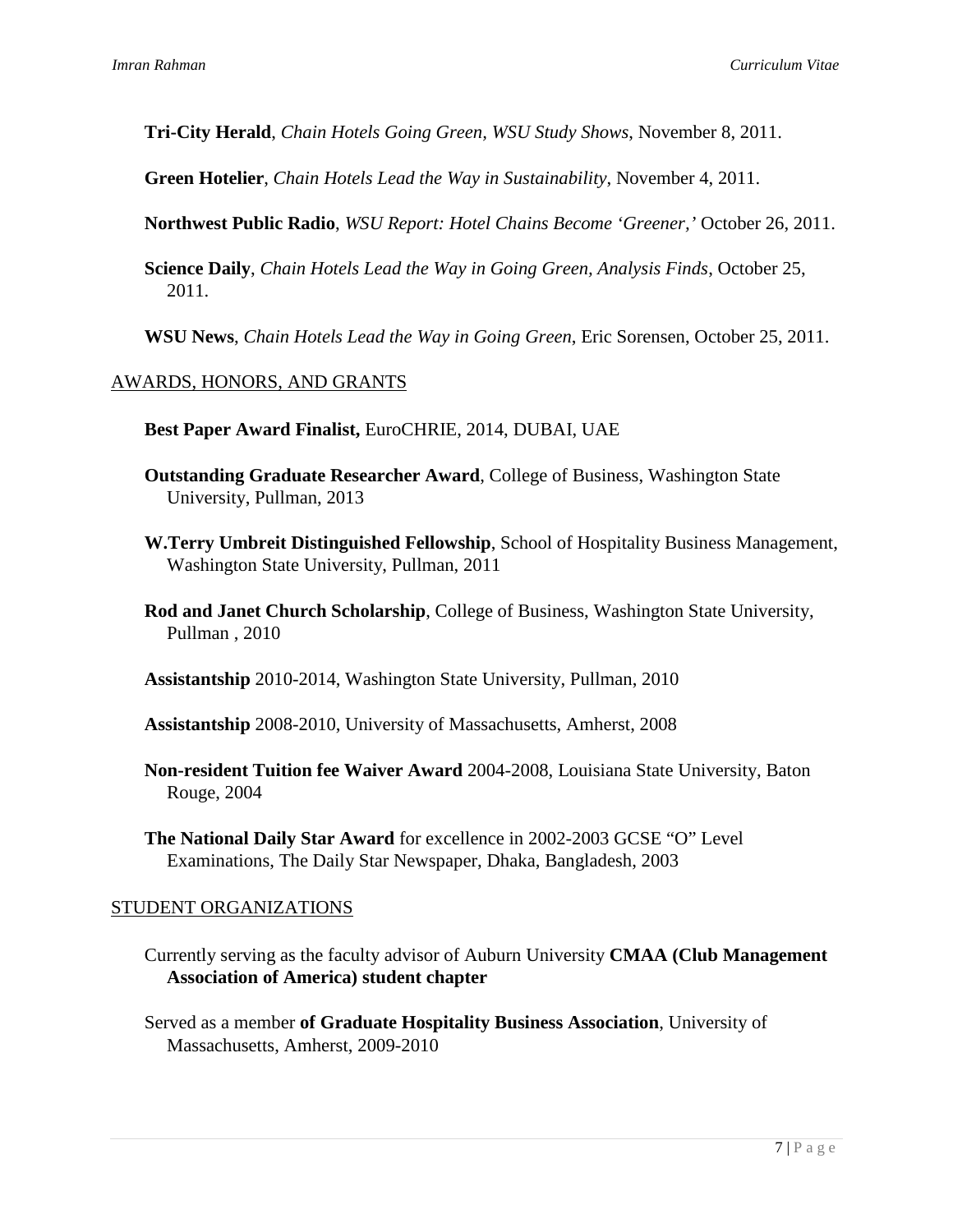**Tri-City Herald**, *Chain Hotels Going Green, WSU Study Shows*, November 8, 2011.

**Green Hotelier**, *Chain Hotels Lead the Way in Sustainability*, November 4, 2011.

**Northwest Public Radio**, *WSU Report: Hotel Chains Become 'Greener,'* October 26, 2011.

**Science Daily**, *Chain Hotels Lead the Way in Going Green, Analysis Finds*, October 25, 2011.

**WSU News**, *Chain Hotels Lead the Way in Going Green*, Eric Sorensen, October 25, 2011.

## AWARDS, HONORS, AND GRANTS

**Best Paper Award Finalist,** EuroCHRIE, 2014, DUBAI, UAE

**Outstanding Graduate Researcher Award**, College of Business, Washington State University, Pullman, 2013

**W.Terry Umbreit Distinguished Fellowship**, School of Hospitality Business Management, Washington State University, Pullman, 2011

**Rod and Janet Church Scholarship**, College of Business, Washington State University, Pullman , 2010

**Assistantship** 2010-2014, Washington State University, Pullman, 2010

**Assistantship** 2008-2010, University of Massachusetts, Amherst, 2008

**Non-resident Tuition fee Waiver Award** 2004-2008, Louisiana State University, Baton Rouge, 2004

**The National Daily Star Award** for excellence in 2002-2003 GCSE "O" Level Examinations, The Daily Star Newspaper, Dhaka, Bangladesh, 2003

## STUDENT ORGANIZATIONS

Currently serving as the faculty advisor of Auburn University **CMAA (Club Management Association of America) student chapter**

Served as a member **of Graduate Hospitality Business Association**, University of Massachusetts, Amherst, 2009-2010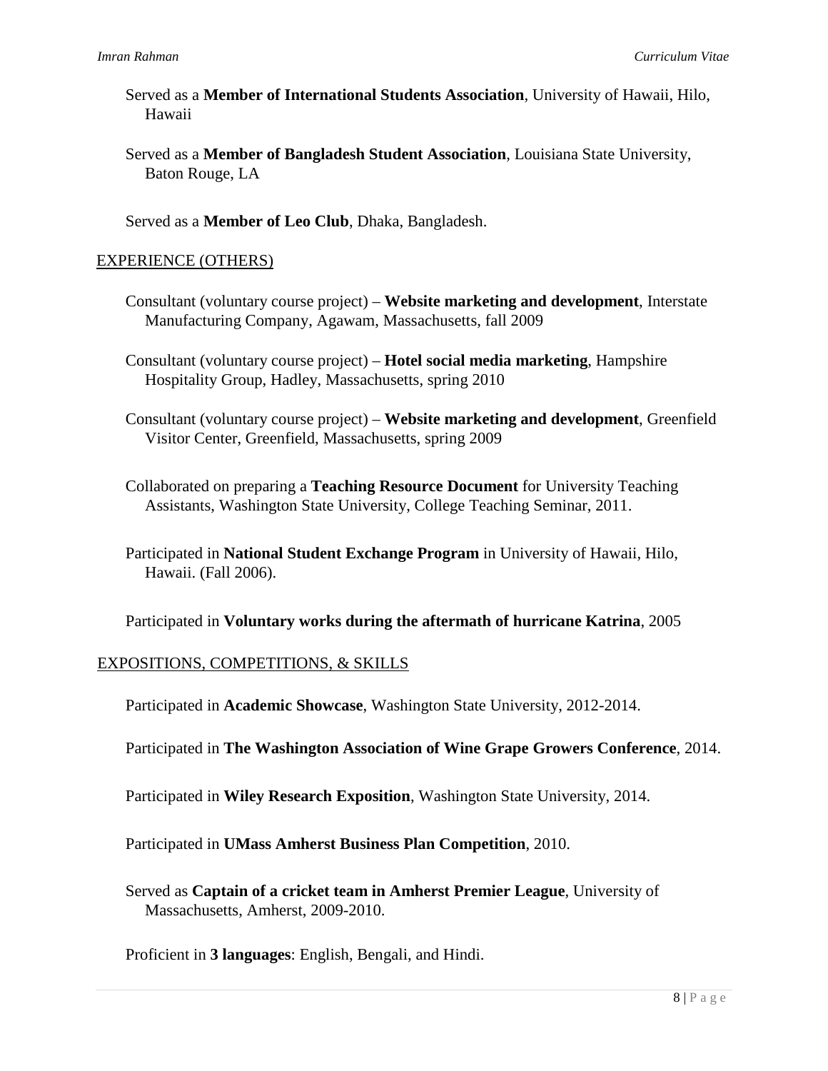Served as a **Member of International Students Association**, University of Hawaii, Hilo, Hawaii

Served as a **Member of Bangladesh Student Association**, Louisiana State University, Baton Rouge, LA

Served as a **Member of Leo Club**, Dhaka, Bangladesh.

## EXPERIENCE (OTHERS)

Consultant (voluntary course project) – **Website marketing and development**, Interstate Manufacturing Company, Agawam, Massachusetts, fall 2009

Consultant (voluntary course project) – **Hotel social media marketing**, Hampshire Hospitality Group, Hadley, Massachusetts, spring 2010

Consultant (voluntary course project) – **Website marketing and development**, Greenfield Visitor Center, Greenfield, Massachusetts, spring 2009

Collaborated on preparing a **Teaching Resource Document** for University Teaching Assistants, Washington State University, College Teaching Seminar, 2011.

Participated in **National Student Exchange Program** in University of Hawaii, Hilo, Hawaii. (Fall 2006).

Participated in **Voluntary works during the aftermath of hurricane Katrina**, 2005

## EXPOSITIONS, COMPETITIONS, & SKILLS

Participated in **Academic Showcase**, Washington State University, 2012-2014.

Participated in **The Washington Association of Wine Grape Growers Conference**, 2014.

Participated in **Wiley Research Exposition**, Washington State University, 2014.

Participated in **UMass Amherst Business Plan Competition**, 2010.

Served as **Captain of a cricket team in Amherst Premier League**, University of Massachusetts, Amherst, 2009-2010.

Proficient in **3 languages**: English, Bengali, and Hindi.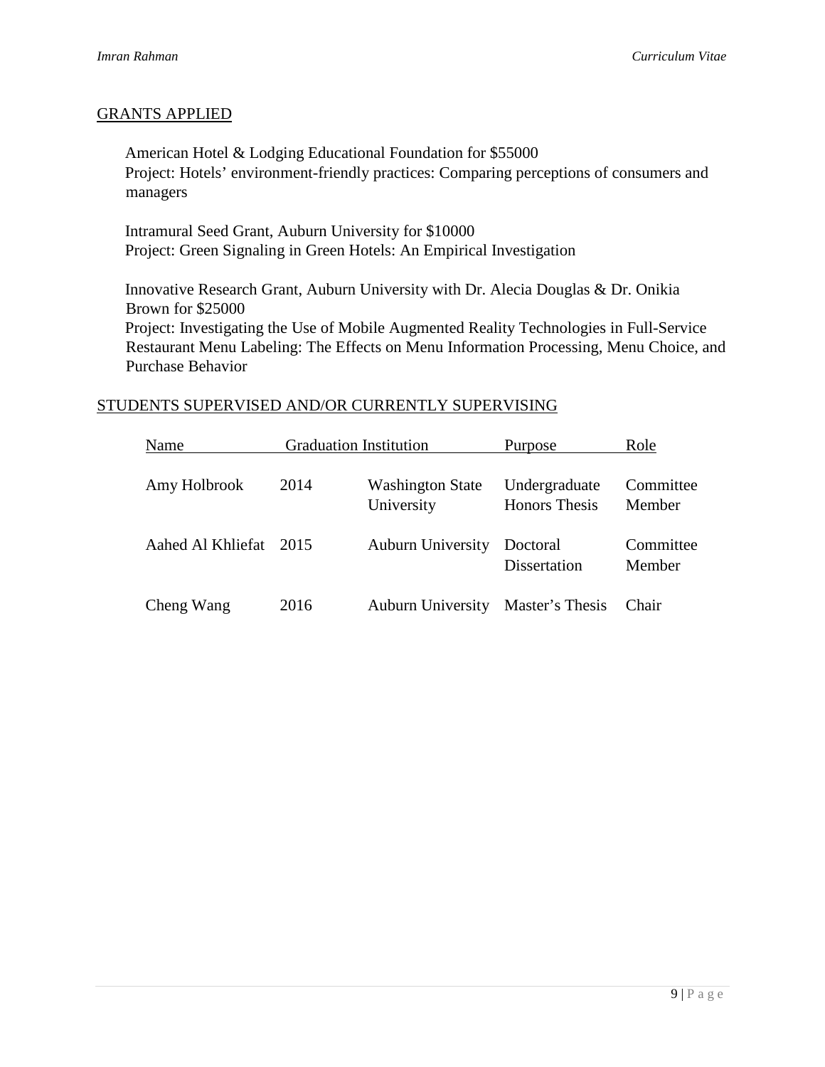## GRANTS APPLIED

American Hotel & Lodging Educational Foundation for $55000
Project: Hotels' environment-friendly practices: Comparing perceptions of consumers and managers

Intramural Seed Grant, Auburn University for $10000
Project: Green Signaling in Green Hotels: An Empirical Investigation

Innovative Research Grant, Auburn University with Dr. Alecia Douglas & Dr. Onikia Brown for $25000
Project: Investigating the Use of Mobile Augmented Reality Technologies in Full-Service Restaurant Menu Labeling: The Effects on Menu Information Processing, Menu Choice, and Purchase Behavior

## STUDENTS SUPERVISED AND/OR CURRENTLY SUPERVISING

| Name | Graduation | Institution | Purpose | Role |
|---|---|---|---|---|
| Amy Holbrook | 2014 | Washington State University | Undergraduate Honors Thesis | Committee Member |
| Aahed Al Khliefat | 2015 | Auburn University | Doctoral Dissertation | Committee Member |
| Cheng Wang | 2016 | Auburn University | Master's Thesis | Chair |